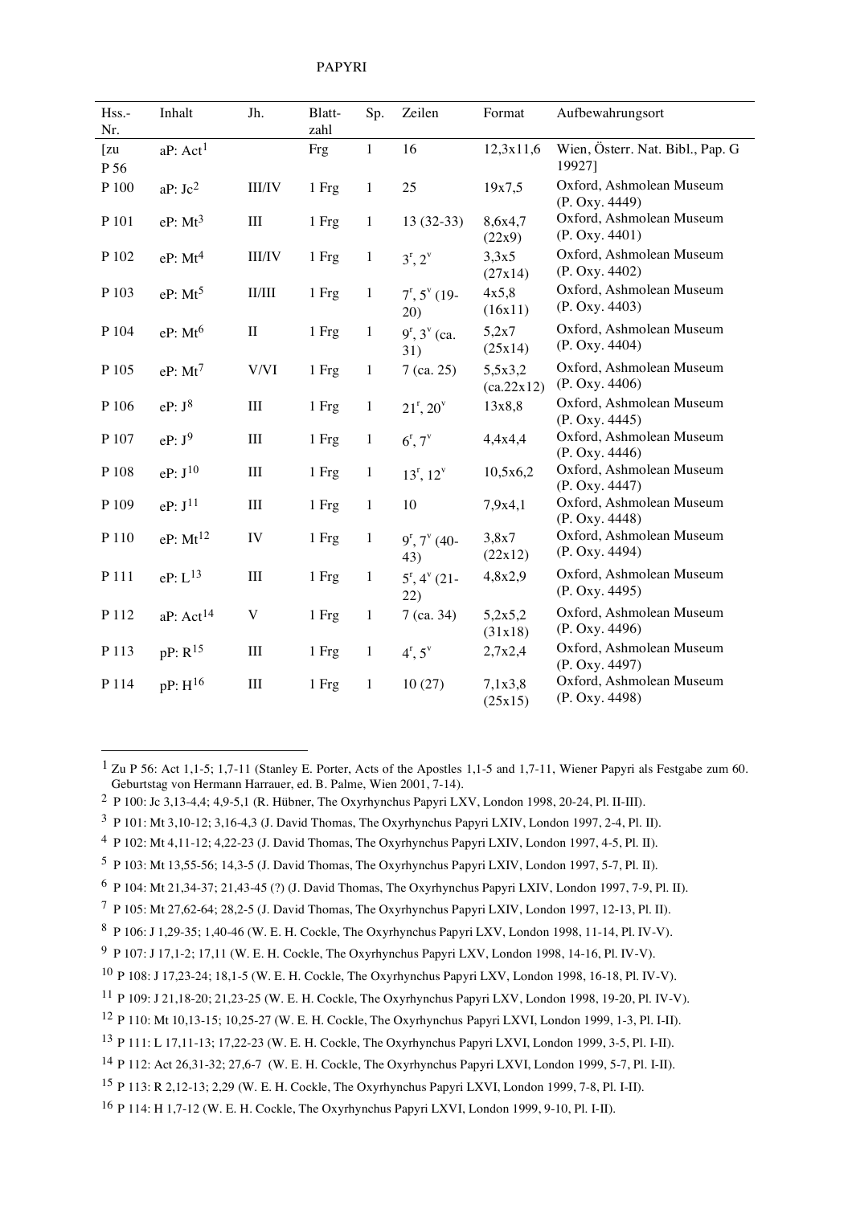# PAPYRI

| Hss.-Nr. | Inhalt | Jh. | Blatt-zahl | Sp. | Zeilen | Format | Aufbewahrungsort |
|---|---|---|---|---|---|---|---|
| [zu P 56 | aP: Act[1] | | Frg | 1 | 16 | 12,3x11,6 | Wien, Österr. Nat. Bibl., Pap. G 19927] |
| P 100 | aP: Jc[2] | III/IV | 1 Frg | 1 | 25 | 19x7,5 | Oxford, Ashmolean Museum (P. Oxy. 4449) |
| P 101 | eP: Mt[3] | III | 1 Frg | 1 | 13 (32-33) | 8,6x4,7 (22x9) | Oxford, Ashmolean Museum (P. Oxy. 4401) |
| P 102 | eP: Mt[4] | III/IV | 1 Frg | 1 | $3^r$, $2^v$ | 3,3x5 (27x14) | Oxford, Ashmolean Museum (P. Oxy. 4402) |
| P 103 | eP: Mt[5] | II/III | 1 Frg | 1 | $7^r$, $5^v$ (19-20) | 4x5,8 (16x11) | Oxford, Ashmolean Museum (P. Oxy. 4403) |
| P 104 | eP: Mt[6] | II | 1 Frg | 1 | $9^r$, $3^v$ (ca. 31) | 5,2x7 (25x14) | Oxford, Ashmolean Museum (P. Oxy. 4404) |
| P 105 | eP: Mt[7] | V/VI | 1 Frg | 1 | 7 (ca. 25) | 5,5x3,2 (ca.22x12) | Oxford, Ashmolean Museum (P. Oxy. 4406) |
| P 106 | eP: J[8] | III | 1 Frg | 1 | $21^r$, $20^v$ | 13x8,8 | Oxford, Ashmolean Museum (P. Oxy. 4445) |
| P 107 | eP: J[9] | III | 1 Frg | 1 | $6^r$, $7^v$ | 4,4x4,4 | Oxford, Ashmolean Museum (P. Oxy. 4446) |
| P 108 | eP: J[10] | III | 1 Frg | 1 | $13^r$, $12^v$ | 10,5x6,2 | Oxford, Ashmolean Museum (P. Oxy. 4447) |
| P 109 | eP: J[11] | III | 1 Frg | 1 | 10 | 7,9x4,1 | Oxford, Ashmolean Museum (P. Oxy. 4448) |
| P 110 | eP: Mt[12] | IV | 1 Frg | 1 | $9^r$, $7^v$ (40-43) | 3,8x7 (22x12) | Oxford, Ashmolean Museum (P. Oxy. 4494) |
| P 111 | eP: L[13] | III | 1 Frg | 1 | $5^r$, $4^v$ (21-22) | 4,8x2,9 | Oxford, Ashmolean Museum (P. Oxy. 4495) |
| P 112 | aP: Act[14] | V | 1 Frg | 1 | 7 (ca. 34) | 5,2x5,2 (31x18) | Oxford, Ashmolean Museum (P. Oxy. 4496) |
| P 113 | pP: R[15] | III | 1 Frg | 1 | $4^r$, $5^v$ | 2,7x2,4 | Oxford, Ashmolean Museum (P. Oxy. 4497) |
| P 114 | pP: H[16] | III | 1 Frg | 1 | 10 (27) | 7,1x3,8 (25x15) | Oxford, Ashmolean Museum (P. Oxy. 4498) |

---

[1] Zu P 56: Act 1,1-5; 1,7-11 (Stanley E. Porter, Acts of the Apostles 1,1-5 and 1,7-11, Wiener Papyri als Festgabe zum 60. Geburtstag von Hermann Harrauer, ed. B. Palme, Wien 2001, 7-14).

[2] P 100: Jc 3,13-4,4; 4,9-5,1 (R. Hübner, The Oxyrhynchus Papyri LXV, London 1998, 20-24, Pl. II-III).

[3] P 101: Mt 3,10-12; 3,16-4,3 (J. David Thomas, The Oxyrhynchus Papyri LXIV, London 1997, 2-4, Pl. II).

[4] P 102: Mt 4,11-12; 4,22-23 (J. David Thomas, The Oxyrhynchus Papyri LXIV, London 1997, 4-5, Pl. II).

[5] P 103: Mt 13,55-56; 14,3-5 (J. David Thomas, The Oxyrhynchus Papyri LXIV, London 1997, 5-7, Pl. II).

[6] P 104: Mt 21,34-37; 21,43-45 (?) (J. David Thomas, The Oxyrhynchus Papyri LXIV, London 1997, 7-9, Pl. II).

[7] P 105: Mt 27,62-64; 28,2-5 (J. David Thomas, The Oxyrhynchus Papyri LXIV, London 1997, 12-13, Pl. II).

[8] P 106: J 1,29-35; 1,40-46 (W. E. H. Cockle, The Oxyrhynchus Papyri LXV, London 1998, 11-14, Pl. IV-V).

[9] P 107: J 17,1-2; 17,11 (W. E. H. Cockle, The Oxyrhynchus Papyri LXV, London 1998, 14-16, Pl. IV-V).

[10] P 108: J 17,23-24; 18,1-5 (W. E. H. Cockle, The Oxyrhynchus Papyri LXV, London 1998, 16-18, Pl. IV-V).

[11] P 109: J 21,18-20; 21,23-25 (W. E. H. Cockle, The Oxyrhynchus Papyri LXV, London 1998, 19-20, Pl. IV-V).

[12] P 110: Mt 10,13-15; 10,25-27 (W. E. H. Cockle, The Oxyrhynchus Papyri LXVI, London 1999, 1-3, Pl. I-II).

[13] P 111: L 17,11-13; 17,22-23 (W. E. H. Cockle, The Oxyrhynchus Papyri LXVI, London 1999, 3-5, Pl. I-II).

[14] P 112: Act 26,31-32; 27,6-7 (W. E. H. Cockle, The Oxyrhynchus Papyri LXVI, London 1999, 5-7, Pl. I-II).

[15] P 113: R 2,12-13; 2,29 (W. E. H. Cockle, The Oxyrhynchus Papyri LXVI, London 1999, 7-8, Pl. I-II).

[16] P 114: H 1,7-12 (W. E. H. Cockle, The Oxyrhynchus Papyri LXVI, London 1999, 9-10, Pl. I-II).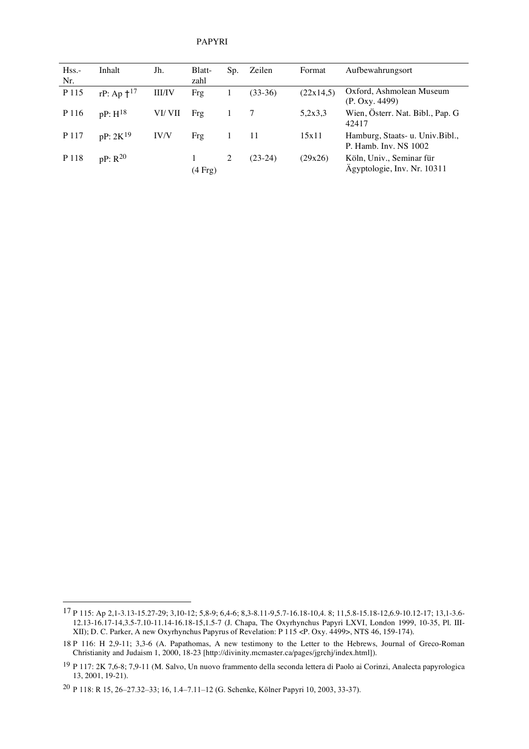PAPYRI

| Hss.-Nr. | Inhalt | Jh. | Blatt-zahl | Sp. | Zeilen | Format | Aufbewahrungsort |
|---|---|---|---|---|---|---|---|
| P 115 | rP: Ap †[17] | III/IV | Frg | 1 | (33-36) | (22x14,5) | Oxford, Ashmolean Museum (P. Oxy. 4499) |
| P 116 | pP: H[18] | VI/ VII | Frg | 1 | 7 | 5,2x3,3 | Wien, Österr. Nat. Bibl., Pap. G 42417 |
| P 117 | pP: 2K[19] | IV/V | Frg | 1 | 11 | 15x11 | Hamburg, Staats- u. Univ.Bibl., P. Hamb. Inv. NS 1002 |
| P 118 | pP: R[20] | | 1 (4 Frg) | 2 | (23-24) | (29x26) | Köln, Univ., Seminar für Ägyptologie, Inv. Nr. 10311 |

---

[17] P 115: Ap 2,1-3.13-15.27-29; 3,10-12; 5,8-9; 6,4-6; 8,3-8.11-9,5.7-16.18-10,4. 8; 11,5.8-15.18-12,6.9-10.12-17; 13,1-3.6-12.13-16.17-14,3.5-7.10-11.14-16.18-15,1.5-7 (J. Chapa, The Oxyrhynchus Papyri LXVI, London 1999, 10-35, Pl. III-XII); D. C. Parker, A new Oxyrhynchus Papyrus of Revelation: P 115 <P. Oxy. 4499>, NTS 46, 159-174).

[18] P 116: H 2,9-11; 3,3-6 (A. Papathomas, A new testimony to the Letter to the Hebrews, Journal of Greco-Roman Christianity and Judaism 1, 2000, 18-23 [http://divinity.mcmaster.ca/pages/jgrchj/index.html]).

[19] P 117: 2K 7,6-8; 7,9-11 (M. Salvo, Un nuovo frammento della seconda lettera di Paolo ai Corinzi, Analecta papyrologica 13, 2001, 19-21).

[20] P 118: R 15, 26–27.32–33; 16, 1.4–7.11–12 (G. Schenke, Kölner Papyri 10, 2003, 33-37).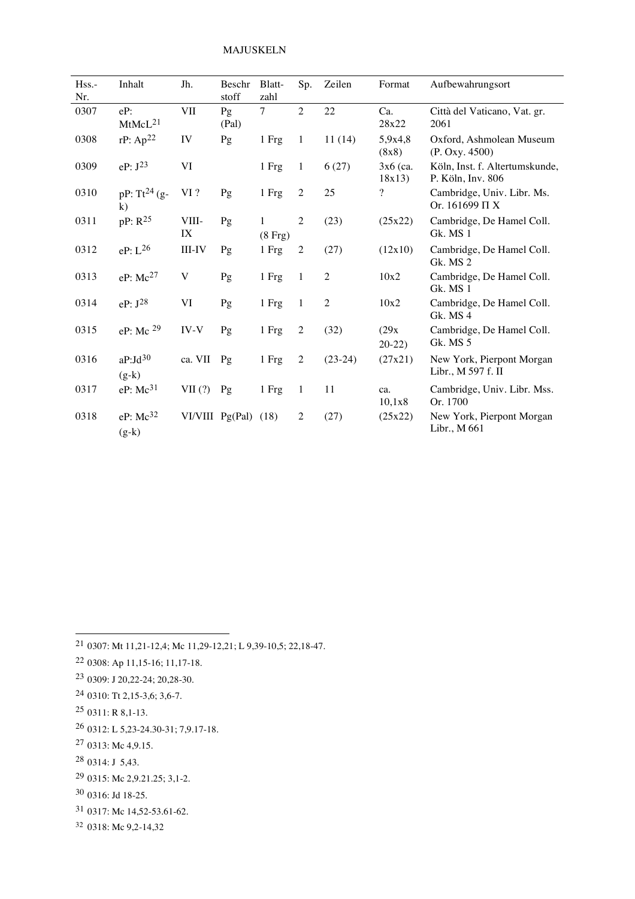MAJUSKELN

| Hss.-Nr. | Inhalt | Jh. | Beschr stoff | Blatt-zahl | Sp. | Zeilen | Format | Aufbewahrungsort |
|---|---|---|---|---|---|---|---|---|
| 0307 | eP: MtMcL[21] | VII | Pg (Pal) | 7 | 2 | 22 | Ca. 28x22 | Città del Vaticano, Vat. gr. 2061 |
| 0308 | rP: Ap[22] | IV | Pg | 1 Frg | 1 | 11 (14) | 5,9x4,8 (8x8) | Oxford, Ashmolean Museum (P. Oxy. 4500) |
| 0309 | eP: J[23] | VI | | 1 Frg | 1 | 6 (27) | 3x6 (ca. 18x13) | Köln, Inst. f. Altertumskunde, P. Köln, Inv. 806 |
| 0310 | pP: Tt[24] (g-k) | VI ? | Pg | 1 Frg | 2 | 25 | ? | Cambridge, Univ. Libr. Ms. Or. 161699 Π X |
| 0311 | pP: R[25] | VIII-IX | Pg | 1 (8 Frg) | 2 | (23) | (25x22) | Cambridge, De Hamel Coll. Gk. MS 1 |
| 0312 | eP: L[26] | III-IV | Pg | 1 Frg | 2 | (27) | (12x10) | Cambridge, De Hamel Coll. Gk. MS 2 |
| 0313 | eP: Mc[27] | V | Pg | 1 Frg | 1 | 2 | 10x2 | Cambridge, De Hamel Coll. Gk. MS 1 |
| 0314 | eP: J[28] | VI | Pg | 1 Frg | 1 | 2 | 10x2 | Cambridge, De Hamel Coll. Gk. MS 4 |
| 0315 | eP: Mc [29] | IV-V | Pg | 1 Frg | 2 | (32) | (29x 20-22) | Cambridge, De Hamel Coll. Gk. MS 5 |
| 0316 | aP:Jd[30] (g-k) | ca. VII | Pg | 1 Frg | 2 | (23-24) | (27x21) | New York, Pierpont Morgan Libr., M 597 f. II |
| 0317 | eP: Mc[31] | VII (?) | Pg | 1 Frg | 1 | 11 | ca. 10,1x8 | Cambridge, Univ. Libr. Mss. Or. 1700 |
| 0318 | eP: Mc[32] (g-k) | VI/VIII | Pg(Pal) | (18) | 2 | (27) | (25x22) | New York, Pierpont Morgan Libr., M 661 |

---

[21] 0307: Mt 11,21-12,4; Mc 11,29-12,21; L 9,39-10,5; 22,18-47.

[22] 0308: Ap 11,15-16; 11,17-18.

[23] 0309: J 20,22-24; 20,28-30.

[24] 0310: Tt 2,15-3,6; 3,6-7.

[25] 0311: R 8,1-13.

[26] 0312: L 5,23-24.30-31; 7,9.17-18.

[27] 0313: Mc 4,9.15.

[28] 0314: J 5,43.

[29] 0315: Mc 2,9.21.25; 3,1-2.

[30] 0316: Jd 18-25.

[31] 0317: Mc 14,52-53.61-62.

[32] 0318: Mc 9,2-14,32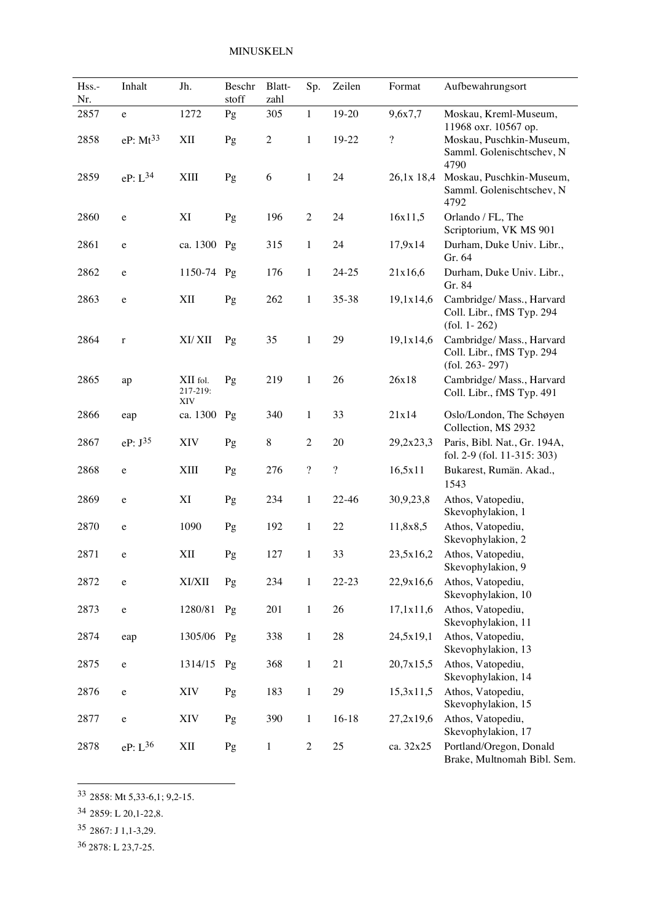# MINUSKELN

| Hss.-Nr. | Inhalt | Jh. | Beschr stoff | Blatt-zahl | Sp. | Zeilen | Format | Aufbewahrungsort |
|---|---|---|---|---|---|---|---|---|
| 2857 | e | 1272 | Pg | 305 | 1 | 19-20 | 9,6x7,7 | Moskau, Kreml-Museum, 11968 oxr. 10567 op. |
| 2858 | eP: Mt[33] | XII | Pg | 2 | 1 | 19-22 | ? | Moskau, Puschkin-Museum, Samml. Golenischtschev, N 4790 |
| 2859 | eP: L[34] | XIII | Pg | 6 | 1 | 24 | 26,1x 18,4 | Moskau, Puschkin-Museum, Samml. Golenischtschev, N 4792 |
| 2860 | e | XI | Pg | 196 | 2 | 24 | 16x11,5 | Orlando / FL, The Scriptorium, VK MS 901 |
| 2861 | e | ca. 1300 | Pg | 315 | 1 | 24 | 17,9x14 | Durham, Duke Univ. Libr., Gr. 64 |
| 2862 | e | 1150-74 | Pg | 176 | 1 | 24-25 | 21x16,6 | Durham, Duke Univ. Libr., Gr. 84 |
| 2863 | e | XII | Pg | 262 | 1 | 35-38 | 19,1x14,6 | Cambridge/ Mass., Harvard Coll. Libr., fMS Typ. 294 (fol. 1- 262) |
| 2864 | r | XI/ XII | Pg | 35 | 1 | 29 | 19,1x14,6 | Cambridge/ Mass., Harvard Coll. Libr., fMS Typ. 294 (fol. 263- 297) |
| 2865 | ap | XII fol. 217-219: XIV | Pg | 219 | 1 | 26 | 26x18 | Cambridge/ Mass., Harvard Coll. Libr., fMS Typ. 491 |
| 2866 | eap | ca. 1300 | Pg | 340 | 1 | 33 | 21x14 | Oslo/London, The Schøyen Collection, MS 2932 |
| 2867 | eP: J[35] | XIV | Pg | 8 | 2 | 20 | 29,2x23,3 | Paris, Bibl. Nat., Gr. 194A, fol. 2-9 (fol. 11-315: 303) |
| 2868 | e | XIII | Pg | 276 | ? | ? | 16,5x11 | Bukarest, Rumän. Akad., 1543 |
| 2869 | e | XI | Pg | 234 | 1 | 22-46 | 30,9,23,8 | Athos, Vatopediu, Skevophylakion, 1 |
| 2870 | e | 1090 | Pg | 192 | 1 | 22 | 11,8x8,5 | Athos, Vatopediu, Skevophylakion, 2 |
| 2871 | e | XII | Pg | 127 | 1 | 33 | 23,5x16,2 | Athos, Vatopediu, Skevophylakion, 9 |
| 2872 | e | XI/XII | Pg | 234 | 1 | 22-23 | 22,9x16,6 | Athos, Vatopediu, Skevophylakion, 10 |
| 2873 | e | 1280/81 | Pg | 201 | 1 | 26 | 17,1x11,6 | Athos, Vatopediu, Skevophylakion, 11 |
| 2874 | eap | 1305/06 | Pg | 338 | 1 | 28 | 24,5x19,1 | Athos, Vatopediu, Skevophylakion, 13 |
| 2875 | e | 1314/15 | Pg | 368 | 1 | 21 | 20,7x15,5 | Athos, Vatopediu, Skevophylakion, 14 |
| 2876 | e | XIV | Pg | 183 | 1 | 29 | 15,3x11,5 | Athos, Vatopediu, Skevophylakion, 15 |
| 2877 | e | XIV | Pg | 390 | 1 | 16-18 | 27,2x19,6 | Athos, Vatopediu, Skevophylakion, 17 |
| 2878 | eP: L[36] | XII | Pg | 1 | 2 | 25 | ca. 32x25 | Portland/Oregon, Donald Brake, Multnomah Bibl. Sem. |

[33] 2858: Mt 5,33-6,1; 9,2-15.

[34] 2859: L 20,1-22,8.

[35] 2867: J 1,1-3,29.

[36] 2878: L 23,7-25.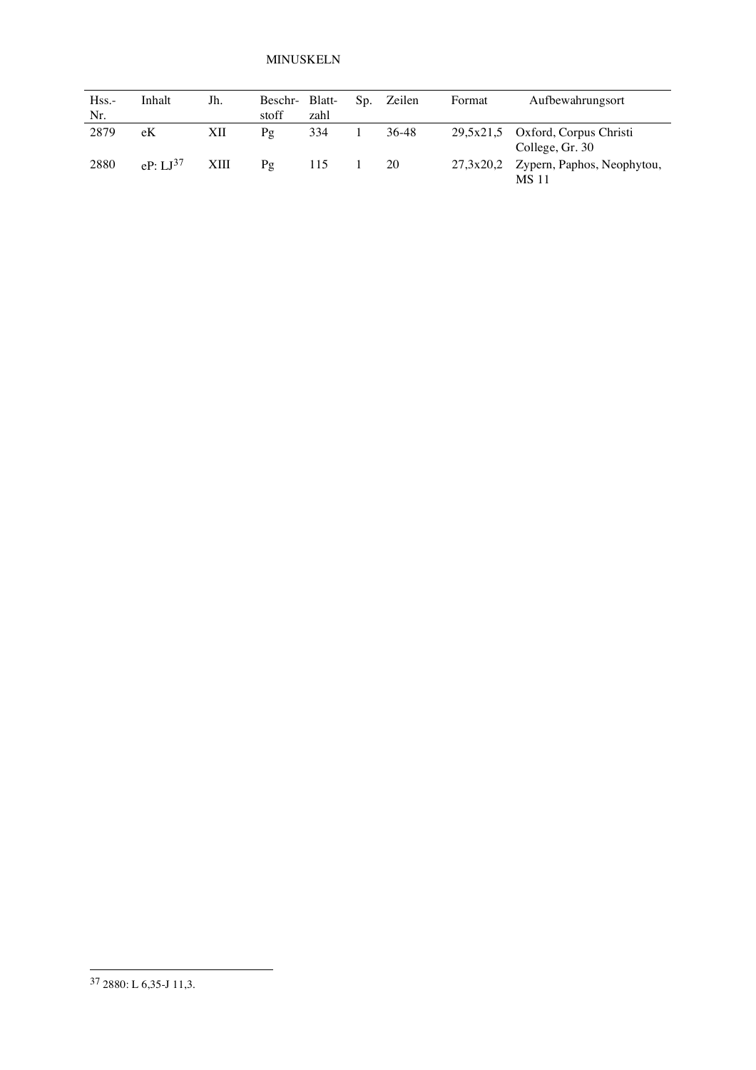| Hss.-Nr. | Inhalt | Jh. | Beschr-stoff | Blatt-zahl | Sp. | Zeilen | Format | Aufbewahrungsort |
|---|---|---|---|---|---|---|---|---|
| 2879 | eK | XII | Pg | 334 | 1 | 36-48 | 29,5x21,5 | Oxford, Corpus Christi College, Gr. 30 |
| 2880 | eP: LJ[37] | XIII | Pg | 115 | 1 | 20 | 27,3x20,2 | Zypern, Paphos, Neophytou, MS 11 |

[37] 2880: L 6,35-J 11,3.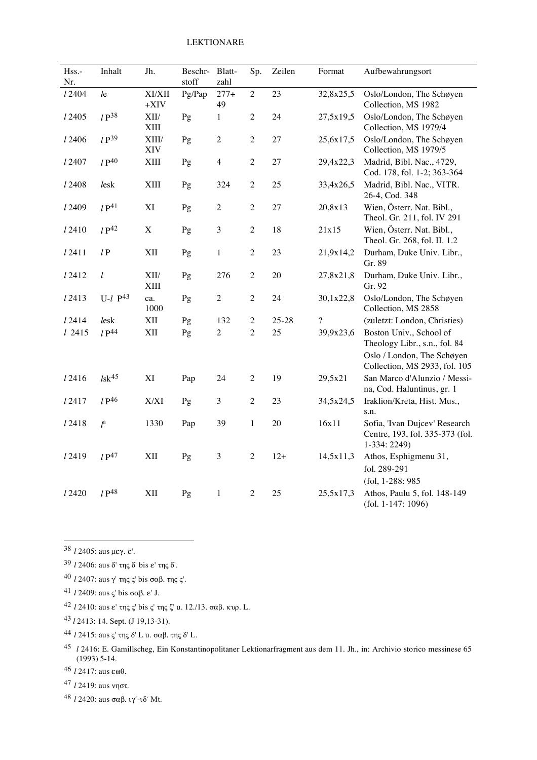LEKTIONARE

| Hss.-Nr. | Inhalt | Jh. | Beschr-stoff | Blatt-zahl | Sp. | Zeilen | Format | Aufbewahrungsort |
|---|---|---|---|---|---|---|---|---|
| *l* 2404 | *l*e | XI/XII +XIV | Pg/Pap | 277+ 49 | 2 | 23 | 32,8x25,5 | Oslo/London, The Schøyen Collection, MS 1982 |
| *l* 2405 | *l* P[38] | XII/ XIII | Pg | 1 | 2 | 24 | 27,5x19,5 | Oslo/London, The Schøyen Collection, MS 1979/4 |
| *l* 2406 | *l* P[39] | XIII/ XIV | Pg | 2 | 2 | 27 | 25,6x17,5 | Oslo/London, The Schøyen Collection, MS 1979/5 |
| *l* 2407 | *l* P[40] | XIII | Pg | 4 | 2 | 27 | 29,4x22,3 | Madrid, Bibl. Nac., 4729, Cod. 178, fol. 1-2; 363-364 |
| *l* 2408 | *l*esk | XIII | Pg | 324 | 2 | 25 | 33,4x26,5 | Madrid, Bibl. Nac., VITR. 26-4, Cod. 348 |
| *l* 2409 | *l* P[41] | XI | Pg | 2 | 2 | 27 | 20,8x13 | Wien, Österr. Nat. Bibl., Theol. Gr. 211, fol. IV 291 |
| *l* 2410 | *l* P[42] | X | Pg | 3 | 2 | 18 | 21x15 | Wien, Österr. Nat. Bibl., Theol. Gr. 268, fol. II. 1.2 |
| *l* 2411 | *l* P | XII | Pg | 1 | 2 | 23 | 21,9x14,2 | Durham, Duke Univ. Libr., Gr. 89 |
| *l* 2412 | *l* | XII/ XIII | Pg | 276 | 2 | 20 | 27,8x21,8 | Durham, Duke Univ. Libr., Gr. 92 |
| *l* 2413 | U-*l* P[43] | ca. 1000 | Pg | 2 | 2 | 24 | 30,1x22,8 | Oslo/London, The Schøyen Collection, MS 2858 |
| *l* 2414 | *l*esk | XII | Pg | 132 | 2 | 25-28 | ? | (zuletzt: London, Christies) |
| *l* 2415 | *l* P[44] | XII | Pg | 2 | 2 | 25 | 39,9x23,6 | Boston Univ., School of Theology Libr., s.n., fol. 84<br>Oslo / London, The Schøyen Collection, MS 2933, fol. 105 |
| *l* 2416 | *l*sk[45] | XI | Pap | 24 | 2 | 19 | 29,5x21 | San Marco d'Alunzio / Messina, Cod. Haluntinus, gr. 1 |
| *l* 2417 | *l* P[46] | X/XI | Pg | 3 | 2 | 23 | 34,5x24,5 | Iraklion/Kreta, Hist. Mus., s.n. |
| *l* 2418 | *l*[a] | 1330 | Pap | 39 | 1 | 20 | 16x11 | Sofia, 'Ivan Dujcev' Research Centre, 193, fol. 335-373 (fol. 1-334: 2249) |
| *l* 2419 | *l* P[47] | XII | Pg | 3 | 2 | 12+ | 14,5x11,3 | Athos, Esphigmenu 31, fol. 289-291 (fol, 1-288: 985 |
| *l* 2420 | *l* P[48] | XII | Pg | 1 | 2 | 25 | 25,5x17,3 | Athos, Paulu 5, fol. 148-149 (fol. 1-147: 1096) |

---

[38] *l* 2405: aus μεγ. ε'.

[39] *l* 2406: aus δ' της δ' bis ε' της δ'.

[40] *l* 2407: aus γ' της ς' bis σαβ. της ς'.

[41] *l* 2409: aus ς' bis σαβ. ε' J.

[42] *l* 2410: aus ε' της ς' bis ς' της ζ' u. 12./13. σαβ. κυρ. L.

[43] *l* 2413: 14. Sept. (J 19,13-31).

[44] *l* 2415: aus ς' της δ' L u. σαβ. της δ' L.

[45] *l* 2416: E. Gamillscheg, Ein Konstantinopolitaner Lektionarfragment aus dem 11. Jh., in: Archivio storico messinese 65 (1993) 5-14.

[46] *l* 2417: aus εωθ.

[47] *l* 2419: aus νηστ.

[48] *l* 2420: aus σαβ. ιγ΄-ιδ΄ Mt.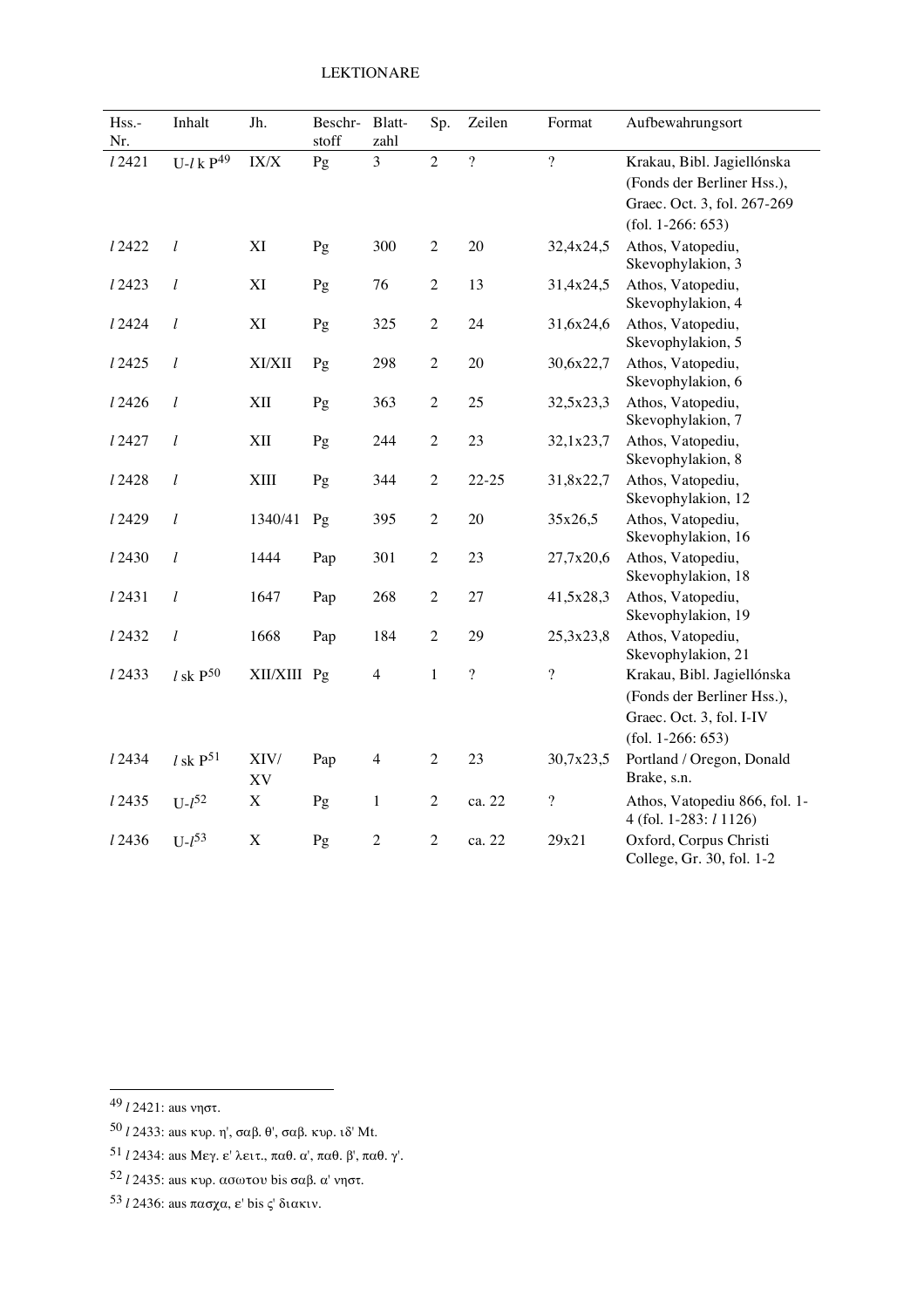# LEKTIONARE

| Hss.-Nr. | Inhalt | Jh. | Beschr-stoff | Blatt-zahl | Sp. | Zeilen | Format | Aufbewahrungsort |
|---|---|---|---|---|---|---|---|---|
| *l* 2421 | U-*l* k P[49] | IX/X | Pg | 3 | 2 | ? | ? | Krakau, Bibl. Jagiellónska (Fonds der Berliner Hss.), Graec. Oct. 3, fol. 267-269 (fol. 1-266: 653) |
| *l* 2422 | *l* | XI | Pg | 300 | 2 | 20 | 32,4x24,5 | Athos, Vatopediu, Skevophylakion, 3 |
| *l* 2423 | *l* | XI | Pg | 76 | 2 | 13 | 31,4x24,5 | Athos, Vatopediu, Skevophylakion, 4 |
| *l* 2424 | *l* | XI | Pg | 325 | 2 | 24 | 31,6x24,6 | Athos, Vatopediu, Skevophylakion, 5 |
| *l* 2425 | *l* | XI/XII | Pg | 298 | 2 | 20 | 30,6x22,7 | Athos, Vatopediu, Skevophylakion, 6 |
| *l* 2426 | *l* | XII | Pg | 363 | 2 | 25 | 32,5x23,3 | Athos, Vatopediu, Skevophylakion, 7 |
| *l* 2427 | *l* | XII | Pg | 244 | 2 | 23 | 32,1x23,7 | Athos, Vatopediu, Skevophylakion, 8 |
| *l* 2428 | *l* | XIII | Pg | 344 | 2 | 22-25 | 31,8x22,7 | Athos, Vatopediu, Skevophylakion, 12 |
| *l* 2429 | *l* | 1340/41 | Pg | 395 | 2 | 20 | 35x26,5 | Athos, Vatopediu, Skevophylakion, 16 |
| *l* 2430 | *l* | 1444 | Pap | 301 | 2 | 23 | 27,7x20,6 | Athos, Vatopediu, Skevophylakion, 18 |
| *l* 2431 | *l* | 1647 | Pap | 268 | 2 | 27 | 41,5x28,3 | Athos, Vatopediu, Skevophylakion, 19 |
| *l* 2432 | *l* | 1668 | Pap | 184 | 2 | 29 | 25,3x23,8 | Athos, Vatopediu, Skevophylakion, 21 |
| *l* 2433 | *l* sk P[50] | XII/XIII | Pg | 4 | 1 | ? | ? | Krakau, Bibl. Jagiellónska (Fonds der Berliner Hss.), Graec. Oct. 3, fol. I-IV (fol. 1-266: 653) |
| *l* 2434 | *l* sk P[51] | XIV/XV | Pap | 4 | 2 | 23 | 30,7x23,5 | Portland / Oregon, Donald Brake, s.n. |
| *l* 2435 | U-*l*[52] | X | Pg | 1 | 2 | ca. 22 | ? | Athos, Vatopediu 866, fol. 1-4 (fol. 1-283: *l* 1126) |
| *l* 2436 | U-*l*[53] | X | Pg | 2 | 2 | ca. 22 | 29x21 | Oxford, Corpus Christi College, Gr. 30, fol. 1-2 |

---

[49] *l* 2421: aus νηστ.

[50] *l* 2433: aus κυρ. η', σαβ. θ', σαβ. κυρ. ιδ' Mt.

[51] *l* 2434: aus Μεγ. ε' λειτ., παθ. α', παθ. β', παθ. γ'.

[52] *l* 2435: aus κυρ. ασωτου bis σαβ. α' νηστ.

[53] *l* 2436: aus πασχα, ε' bis ς' διακιν.